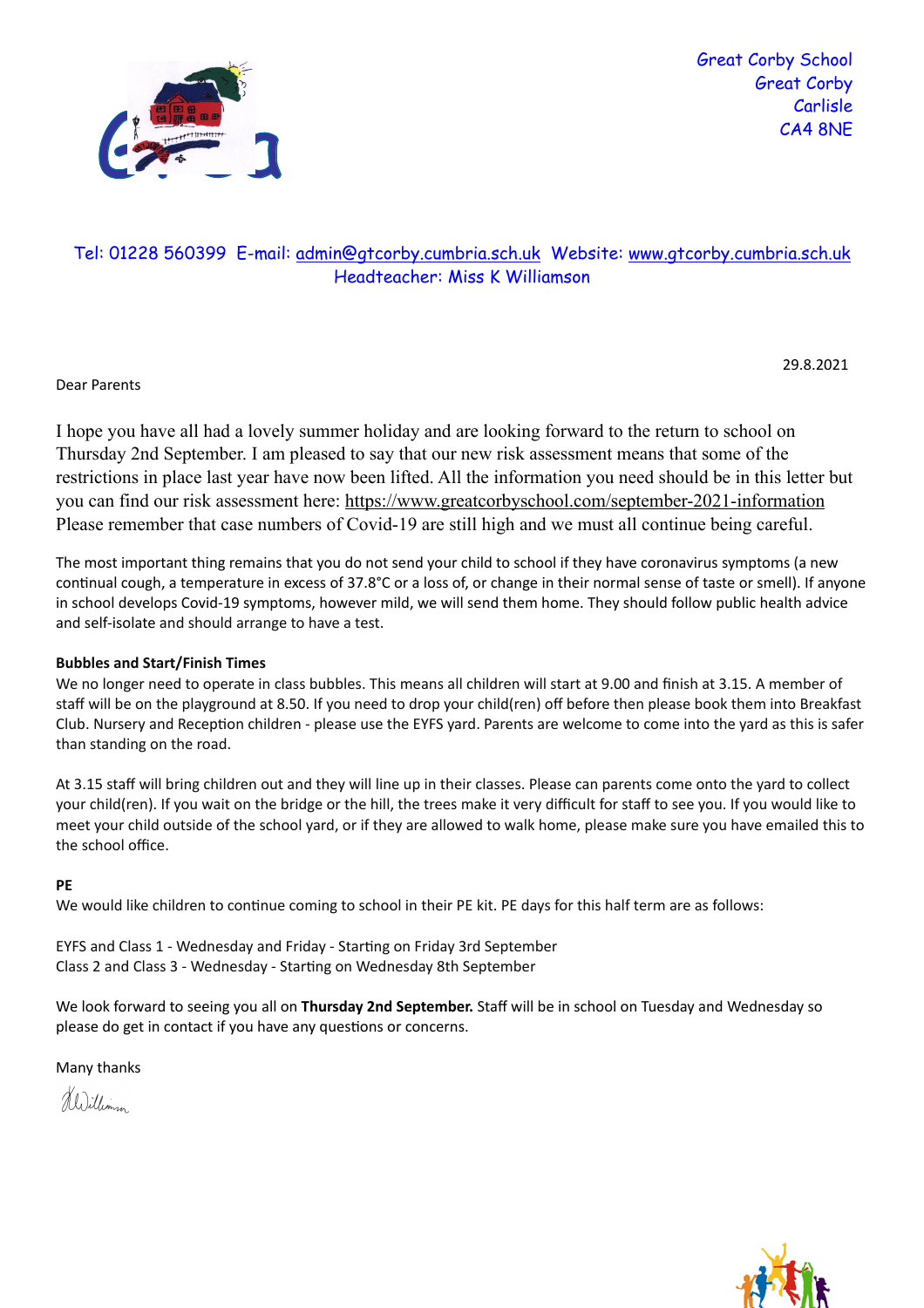Great Corby School
Great Corby
Carlisle
CA4 8NE

Tel: 01228 560399 E-mail: admin@gtcorby.cumbria.sch.uk Website: www.gtcorby.cumbria.sch.uk
Headteacher: Miss K Williamson

29.8.2021

Dear Parents

I hope you have all had a lovely summer holiday and are looking forward to the return to school on Thursday 2nd September. I am pleased to say that our new risk assessment means that some of the restrictions in place last year have now been lifted. All the information you need should be in this letter but you can find our risk assessment here: https://www.greatcorbyschool.com/september-2021-information Please remember that case numbers of Covid-19 are still high and we must all continue being careful.

The most important thing remains that you do not send your child to school if they have coronavirus symptoms (a new continual cough, a temperature in excess of 37.8°C or a loss of, or change in their normal sense of taste or smell). If anyone in school develops Covid-19 symptoms, however mild, we will send them home. They should follow public health advice and self-isolate and should arrange to have a test.

**Bubbles and Start/Finish Times**

We no longer need to operate in class bubbles. This means all children will start at 9.00 and finish at 3.15. A member of staff will be on the playground at 8.50. If you need to drop your child(ren) off before then please book them into Breakfast Club. Nursery and Reception children - please use the EYFS yard. Parents are welcome to come into the yard as this is safer than standing on the road.

At 3.15 staff will bring children out and they will line up in their classes. Please can parents come onto the yard to collect your child(ren). If you wait on the bridge or the hill, the trees make it very difficult for staff to see you. If you would like to meet your child outside of the school yard, or if they are allowed to walk home, please make sure you have emailed this to the school office.

**PE**

We would like children to continue coming to school in their PE kit. PE days for this half term are as follows:

EYFS and Class 1 - Wednesday and Friday - Starting on Friday 3rd September
Class 2 and Class 3 - Wednesday - Starting on Wednesday 8th September

We look forward to seeing you all on **Thursday 2nd September.** Staff will be in school on Tuesday and Wednesday so please do get in contact if you have any questions or concerns.

Many thanks

K Williamson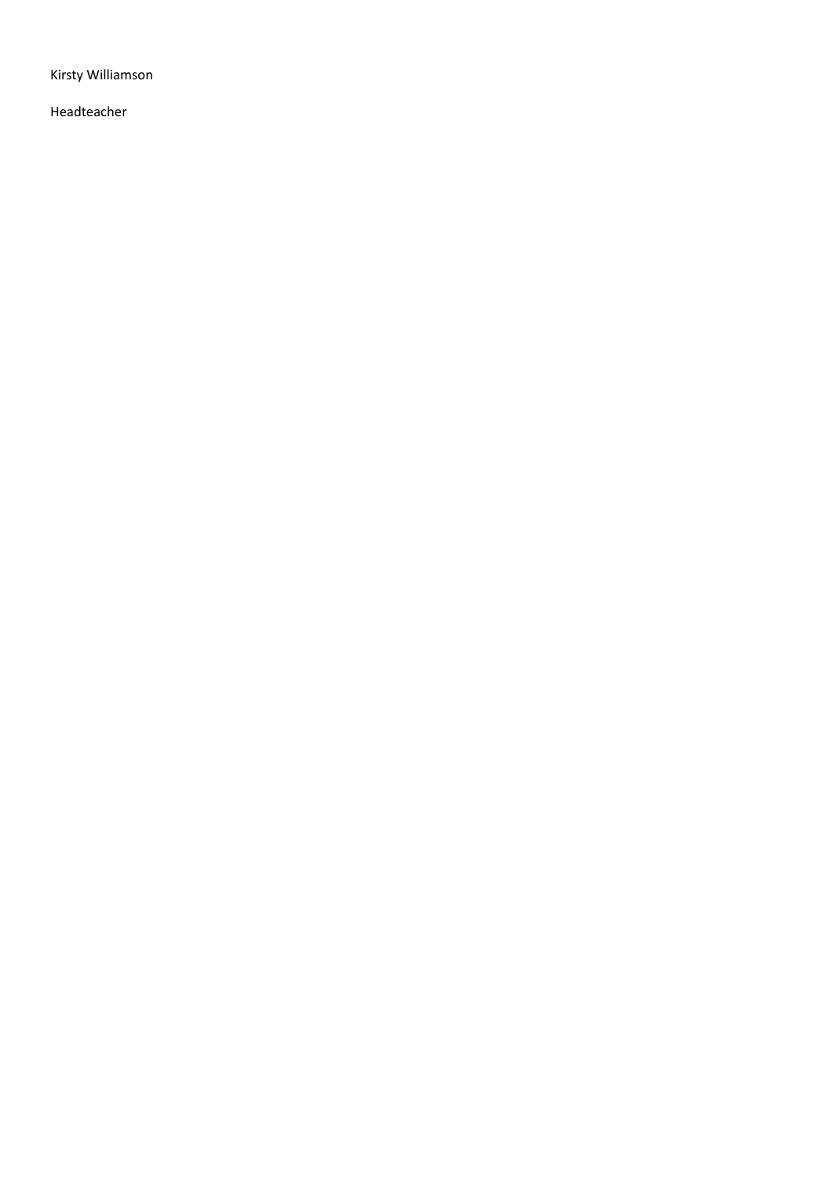Kirsty Williamson

Headteacher